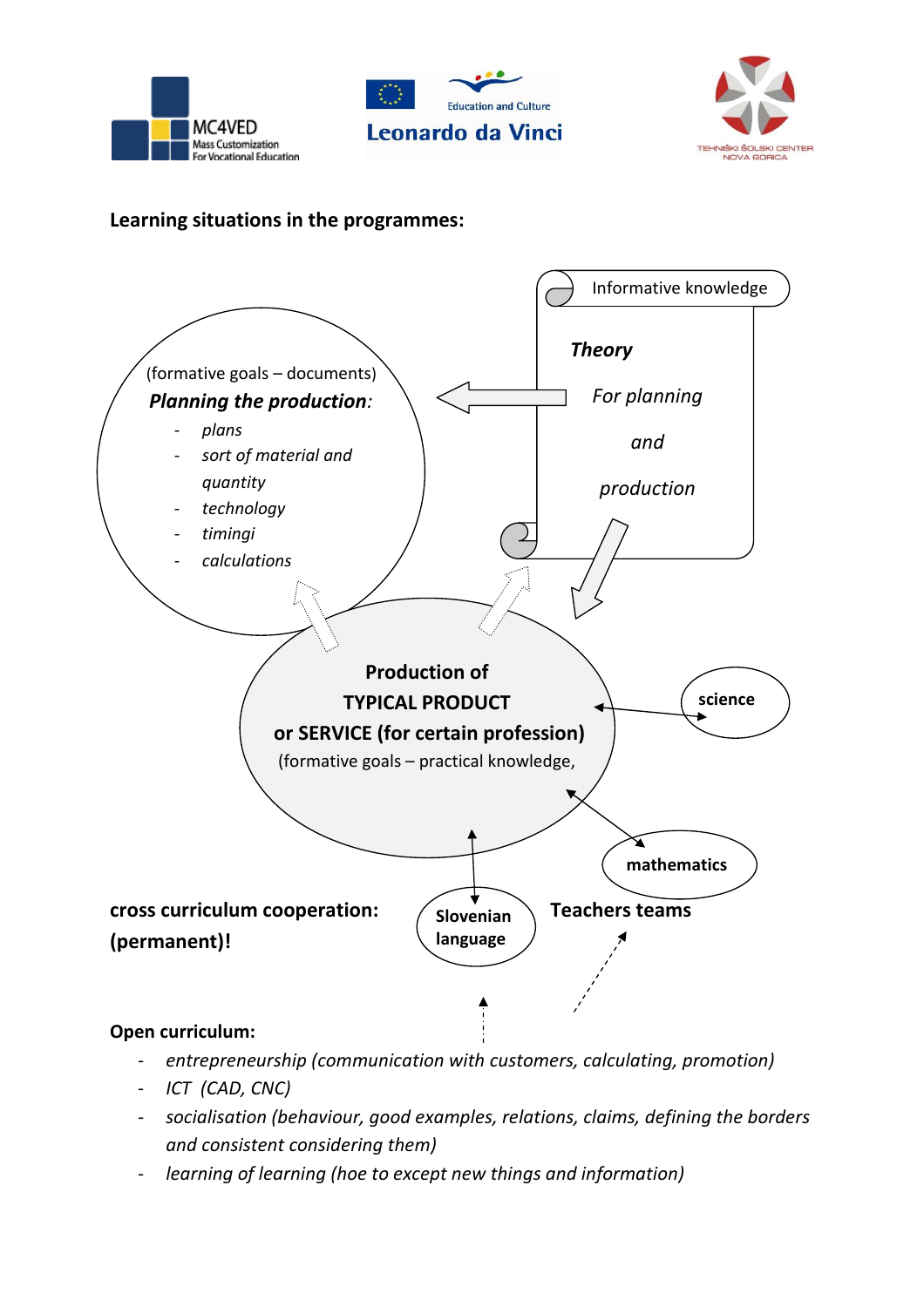**Learning situations in the programmes:**

Informative knowledge

***Theory***

*For planning*

*and*

*production*

(formative goals – documents)

***Planning the production:***

- *plans*
- *sort of material and quantity*
- *technology*
- *timingi*
- *calculations*

**Production of**

**TYPICAL PRODUCT**

**or SERVICE (for certain profession)**

(formative goals – practical knowledge,

**science**

**mathematics**

**Slovenian language**

**Teachers teams**

**cross curriculum cooperation: (permanent)!**

**Open curriculum:**

- *entrepreneurship (communication with customers, calculating, promotion)*
- *ICT (CAD, CNC)*
- *socialisation (behaviour, good examples, relations, claims, defining the borders and consistent considering them)*
- *learning of learning (hoe to except new things and information)*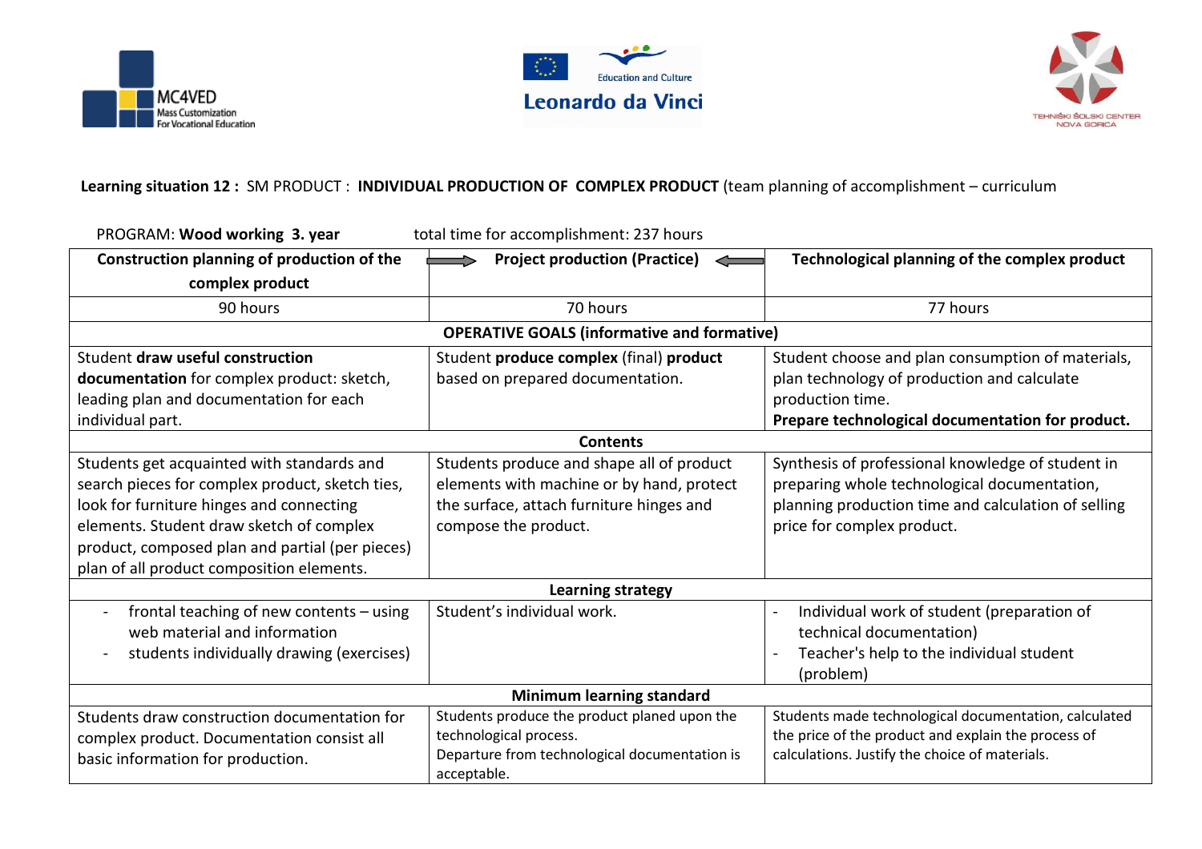**Learning situation 12 :** SM PRODUCT : **INDIVIDUAL PRODUCTION OF COMPLEX PRODUCT** (team planning of accomplishment – curriculum

PROGRAM: **Wood working 3. year** total time for accomplishment: 237 hours

| Construction planning of production of the complex product | Project production (Practice) | Technological planning of the complex product |
|---|---|---|
| 90 hours | 70 hours | 77 hours |
| **OPERATIVE GOALS (informative and formative)** | | |
| Student **draw useful construction documentation** for complex product: sketch, leading plan and documentation for each individual part. | Student **produce complex** (final) **product** based on prepared documentation. | Student choose and plan consumption of materials, plan technology of production and calculate production time. **Prepare technological documentation for product.** |
| **Contents** | | |
| Students get acquainted with standards and search pieces for complex product, sketch ties, look for furniture hinges and connecting elements. Student draw sketch of complex product, composed plan and partial (per pieces) plan of all product composition elements. | Students produce and shape all of product elements with machine or by hand, protect the surface, attach furniture hinges and compose the product. | Synthesis of professional knowledge of student in preparing whole technological documentation, planning production time and calculation of selling price for complex product. |
| **Learning strategy** | | |
| - frontal teaching of new contents – using web material and information<br>- students individually drawing (exercises) | Student's individual work. | - Individual work of student (preparation of technical documentation)<br>- Teacher's help to the individual student (problem) |
| **Minimum learning standard** | | |
| Students draw construction documentation for complex product. Documentation consist all basic information for production. | Students produce the product planed upon the technological process.<br>Departure from technological documentation is acceptable. | Students made technological documentation, calculated the price of the product and explain the process of calculations. Justify the choice of materials. |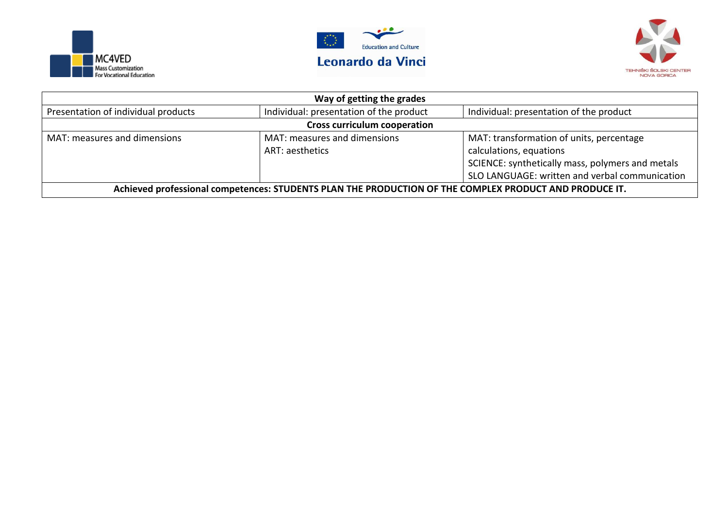| | | |
|---|---|---|
| **Way of getting the grades** | | |
| Presentation of individual products | Individual: presentation of the product | Individual: presentation of the product |
| **Cross curriculum cooperation** | | |
| MAT: measures and dimensions | MAT: measures and dimensions<br>ART: aesthetics | MAT: transformation of units, percentage calculations, equations<br>SCIENCE: synthetically mass, polymers and metals<br>SLO LANGUAGE: written and verbal communication |
| **Achieved professional competences: STUDENTS PLAN THE PRODUCTION OF THE COMPLEX PRODUCT AND PRODUCE IT.** | | |